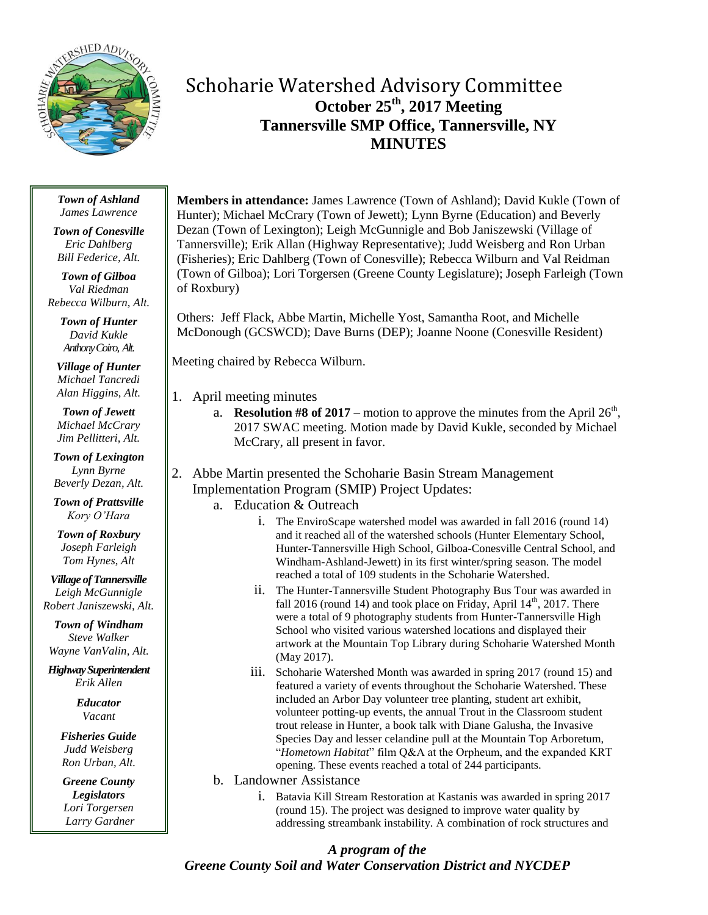# Schoharie Watershed Advisory Committee

## October 25th, 2017 Meeting
## Tannersville SMP Office, Tannersville, NY
## MINUTES

*Town of Ashland*
*James Lawrence*

*Town of Conesville*
*Eric Dahlberg*
*Bill Federice, Alt.*

*Town of Gilboa*
*Val Riedman*
*Rebecca Wilburn, Alt.*

*Town of Hunter*
*David Kukle*
*Anthony Coiro, Alt.*

*Village of Hunter*
*Michael Tancredi*
*Alan Higgins, Alt.*

*Town of Jewett*
*Michael McCrary*
*Jim Pellitteri, Alt.*

*Town of Lexington*
*Lynn Byrne*
*Beverly Dezan, Alt.*

*Town of Prattsville*
*Kory O'Hara*

*Town of Roxbury*
*Joseph Farleigh*
*Tom Hynes, Alt*

*Village of Tannersville*
*Leigh McGunnigle*
*Robert Janiszewski, Alt.*

*Town of Windham*
*Steve Walker*
*Wayne VanValin, Alt.*

*Highway Superintendent*
*Erik Allen*

*Educator*
*Vacant*

*Fisheries Guide*
*Judd Weisberg*
*Ron Urban, Alt.*

*Greene County Legislators*
*Lori Torgersen*
*Larry Gardner*

**Members in attendance:** James Lawrence (Town of Ashland); David Kukle (Town of Hunter); Michael McCrary (Town of Jewett); Lynn Byrne (Education) and Beverly Dezan (Town of Lexington); Leigh McGunnigle and Bob Janiszewski (Village of Tannersville); Erik Allan (Highway Representative); Judd Weisberg and Ron Urban (Fisheries); Eric Dahlberg (Town of Conesville); Rebecca Wilburn and Val Reidman (Town of Gilboa); Lori Torgersen (Greene County Legislature); Joseph Farleigh (Town of Roxbury)

Others: Jeff Flack, Abbe Martin, Michelle Yost, Samantha Root, and Michelle McDonough (GCSWCD); Dave Burns (DEP); Joanne Noone (Conesville Resident)

Meeting chaired by Rebecca Wilburn.

1. April meeting minutes
   a. **Resolution #8 of 2017 –** motion to approve the minutes from the April 26th, 2017 SWAC meeting. Motion made by David Kukle, seconded by Michael McCrary, all present in favor.

2. Abbe Martin presented the Schoharie Basin Stream Management Implementation Program (SMIP) Project Updates:
   a. Education & Outreach
      i. The EnviroScape watershed model was awarded in fall 2016 (round 14) and it reached all of the watershed schools (Hunter Elementary School, Hunter-Tannersville High School, Gilboa-Conesville Central School, and Windham-Ashland-Jewett) in its first winter/spring season. The model reached a total of 109 students in the Schoharie Watershed.
      ii. The Hunter-Tannersville Student Photography Bus Tour was awarded in fall 2016 (round 14) and took place on Friday, April 14th, 2017. There were a total of 9 photography students from Hunter-Tannersville High School who visited various watershed locations and displayed their artwork at the Mountain Top Library during Schoharie Watershed Month (May 2017).
      iii. Schoharie Watershed Month was awarded in spring 2017 (round 15) and featured a variety of events throughout the Schoharie Watershed. These included an Arbor Day volunteer tree planting, student art exhibit, volunteer potting-up events, the annual Trout in the Classroom student trout release in Hunter, a book talk with Diane Galusha, the Invasive Species Day and lesser celandine pull at the Mountain Top Arboretum, "*Hometown Habitat*" film Q&A at the Orpheum, and the expanded KRT opening. These events reached a total of 244 participants.
   b. Landowner Assistance
      i. Batavia Kill Stream Restoration at Kastanis was awarded in spring 2017 (round 15). The project was designed to improve water quality by addressing streambank instability. A combination of rock structures and

***A program of the***
***Greene County Soil and Water Conservation District and NYCDEP***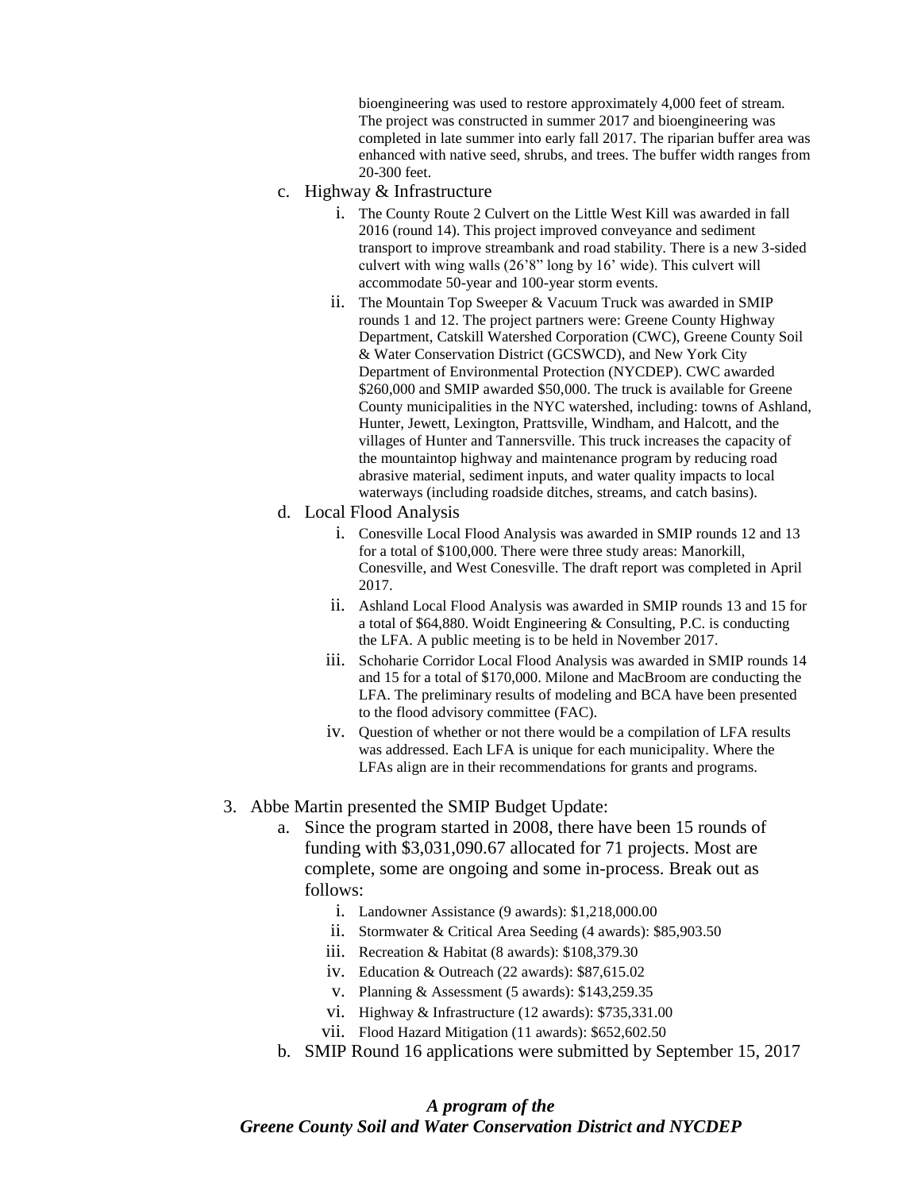bioengineering was used to restore approximately 4,000 feet of stream. The project was constructed in summer 2017 and bioengineering was completed in late summer into early fall 2017. The riparian buffer area was enhanced with native seed, shrubs, and trees. The buffer width ranges from 20-300 feet.

c. Highway & Infrastructure
   i. The County Route 2 Culvert on the Little West Kill was awarded in fall 2016 (round 14). This project improved conveyance and sediment transport to improve streambank and road stability. There is a new 3-sided culvert with wing walls (26'8" long by 16' wide). This culvert will accommodate 50-year and 100-year storm events.
   ii. The Mountain Top Sweeper & Vacuum Truck was awarded in SMIP rounds 1 and 12. The project partners were: Greene County Highway Department, Catskill Watershed Corporation (CWC), Greene County Soil & Water Conservation District (GCSWCD), and New York City Department of Environmental Protection (NYCDEP). CWC awarded $260,000 and SMIP awarded $50,000. The truck is available for Greene County municipalities in the NYC watershed, including: towns of Ashland, Hunter, Jewett, Lexington, Prattsville, Windham, and Halcott, and the villages of Hunter and Tannersville. This truck increases the capacity of the mountaintop highway and maintenance program by reducing road abrasive material, sediment inputs, and water quality impacts to local waterways (including roadside ditches, streams, and catch basins).

d. Local Flood Analysis
   i. Conesville Local Flood Analysis was awarded in SMIP rounds 12 and 13 for a total of $100,000. There were three study areas: Manorkill, Conesville, and West Conesville. The draft report was completed in April 2017.
   ii. Ashland Local Flood Analysis was awarded in SMIP rounds 13 and 15 for a total of $64,880. Woidt Engineering & Consulting, P.C. is conducting the LFA. A public meeting is to be held in November 2017.
   iii. Schoharie Corridor Local Flood Analysis was awarded in SMIP rounds 14 and 15 for a total of $170,000. Milone and MacBroom are conducting the LFA. The preliminary results of modeling and BCA have been presented to the flood advisory committee (FAC).
   iv. Question of whether or not there would be a compilation of LFA results was addressed. Each LFA is unique for each municipality. Where the LFAs align are in their recommendations for grants and programs.

3. Abbe Martin presented the SMIP Budget Update:
   a. Since the program started in 2008, there have been 15 rounds of funding with $3,031,090.67 allocated for 71 projects. Most are complete, some are ongoing and some in-process. Break out as follows:
      i. Landowner Assistance (9 awards): $1,218,000.00
      ii. Stormwater & Critical Area Seeding (4 awards): $85,903.50
      iii. Recreation & Habitat (8 awards): $108,379.30
      iv. Education & Outreach (22 awards): $87,615.02
      v. Planning & Assessment (5 awards): $143,259.35
      vi. Highway & Infrastructure (12 awards): $735,331.00
      vii. Flood Hazard Mitigation (11 awards): $652,602.50
   b. SMIP Round 16 applications were submitted by September 15, 2017

***A program of the***
***Greene County Soil and Water Conservation District and NYCDEP***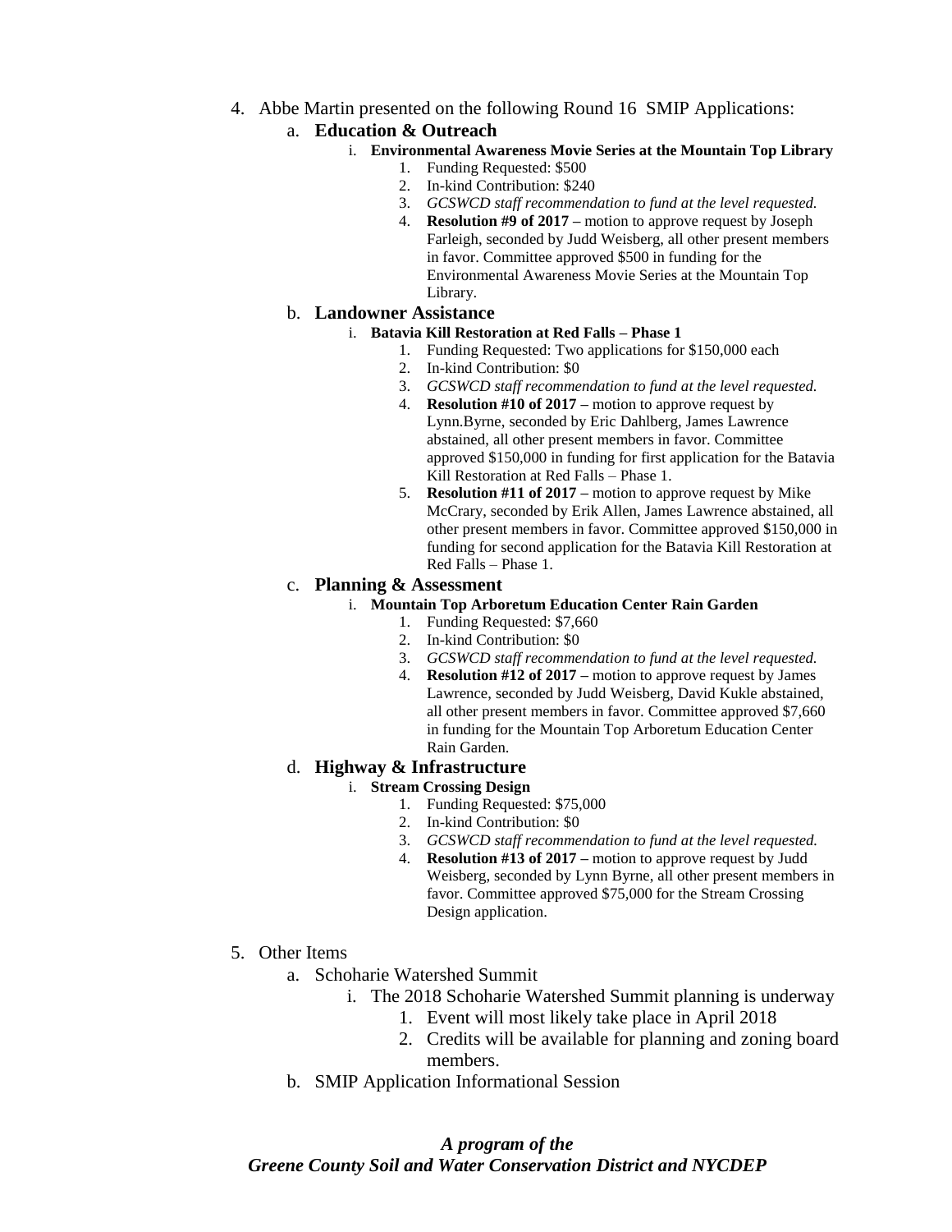4. Abbe Martin presented on the following Round 16 SMIP Applications:
   a. **Education & Outreach**
      i. **Environmental Awareness Movie Series at the Mountain Top Library**
         1. Funding Requested: $500
         2. In-kind Contribution: $240
         3. *GCSWCD staff recommendation to fund at the level requested.*
         4. **Resolution #9 of 2017 –** motion to approve request by Joseph Farleigh, seconded by Judd Weisberg, all other present members in favor. Committee approved $500 in funding for the Environmental Awareness Movie Series at the Mountain Top Library.
   b. **Landowner Assistance**
      i. **Batavia Kill Restoration at Red Falls – Phase 1**
         1. Funding Requested: Two applications for $150,000 each
         2. In-kind Contribution: $0
         3. *GCSWCD staff recommendation to fund at the level requested.*
         4. **Resolution #10 of 2017 –** motion to approve request by Lynn.Byrne, seconded by Eric Dahlberg, James Lawrence abstained, all other present members in favor. Committee approved $150,000 in funding for first application for the Batavia Kill Restoration at Red Falls – Phase 1.
         5. **Resolution #11 of 2017 –** motion to approve request by Mike McCrary, seconded by Erik Allen, James Lawrence abstained, all other present members in favor. Committee approved $150,000 in funding for second application for the Batavia Kill Restoration at Red Falls – Phase 1.
   c. **Planning & Assessment**
      i. **Mountain Top Arboretum Education Center Rain Garden**
         1. Funding Requested: $7,660
         2. In-kind Contribution: $0
         3. *GCSWCD staff recommendation to fund at the level requested.*
         4. **Resolution #12 of 2017 –** motion to approve request by James Lawrence, seconded by Judd Weisberg, David Kukle abstained, all other present members in favor. Committee approved $7,660 in funding for the Mountain Top Arboretum Education Center Rain Garden.
   d. **Highway & Infrastructure**
      i. **Stream Crossing Design**
         1. Funding Requested: $75,000
         2. In-kind Contribution: $0
         3. *GCSWCD staff recommendation to fund at the level requested.*
         4. **Resolution #13 of 2017 –** motion to approve request by Judd Weisberg, seconded by Lynn Byrne, all other present members in favor. Committee approved $75,000 for the Stream Crossing Design application.

5. Other Items
   a. Schoharie Watershed Summit
      i. The 2018 Schoharie Watershed Summit planning is underway
         1. Event will most likely take place in April 2018
         2. Credits will be available for planning and zoning board members.
   b. SMIP Application Informational Session

***A program of the***
***Greene County Soil and Water Conservation District and NYCDEP***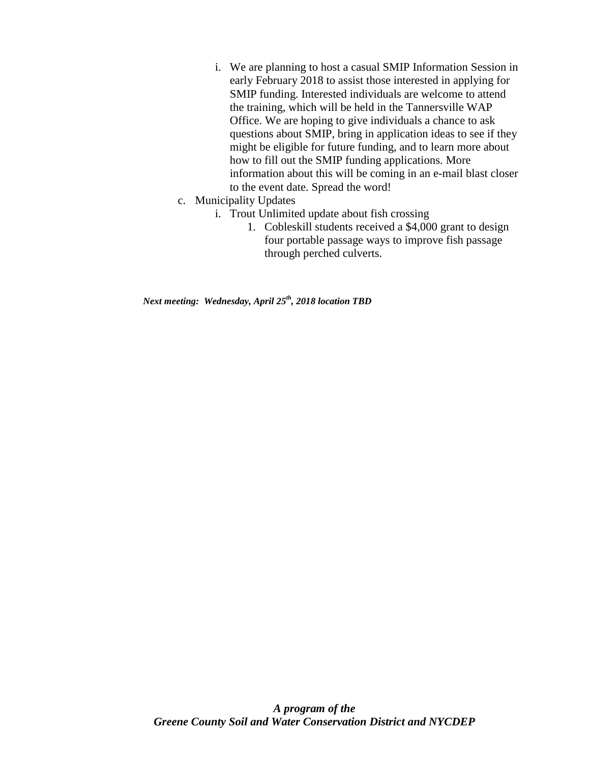i. We are planning to host a casual SMIP Information Session in early February 2018 to assist those interested in applying for SMIP funding. Interested individuals are welcome to attend the training, which will be held in the Tannersville WAP Office. We are hoping to give individuals a chance to ask questions about SMIP, bring in application ideas to see if they might be eligible for future funding, and to learn more about how to fill out the SMIP funding applications. More information about this will be coming in an e-mail blast closer to the event date. Spread the word!

c. Municipality Updates

   i. Trout Unlimited update about fish crossing

      1. Cobleskill students received a $4,000 grant to design four portable passage ways to improve fish passage through perched culverts.

***Next meeting: Wednesday, April 25th, 2018 location TBD***

***A program of the***
***Greene County Soil and Water Conservation District and NYCDEP***